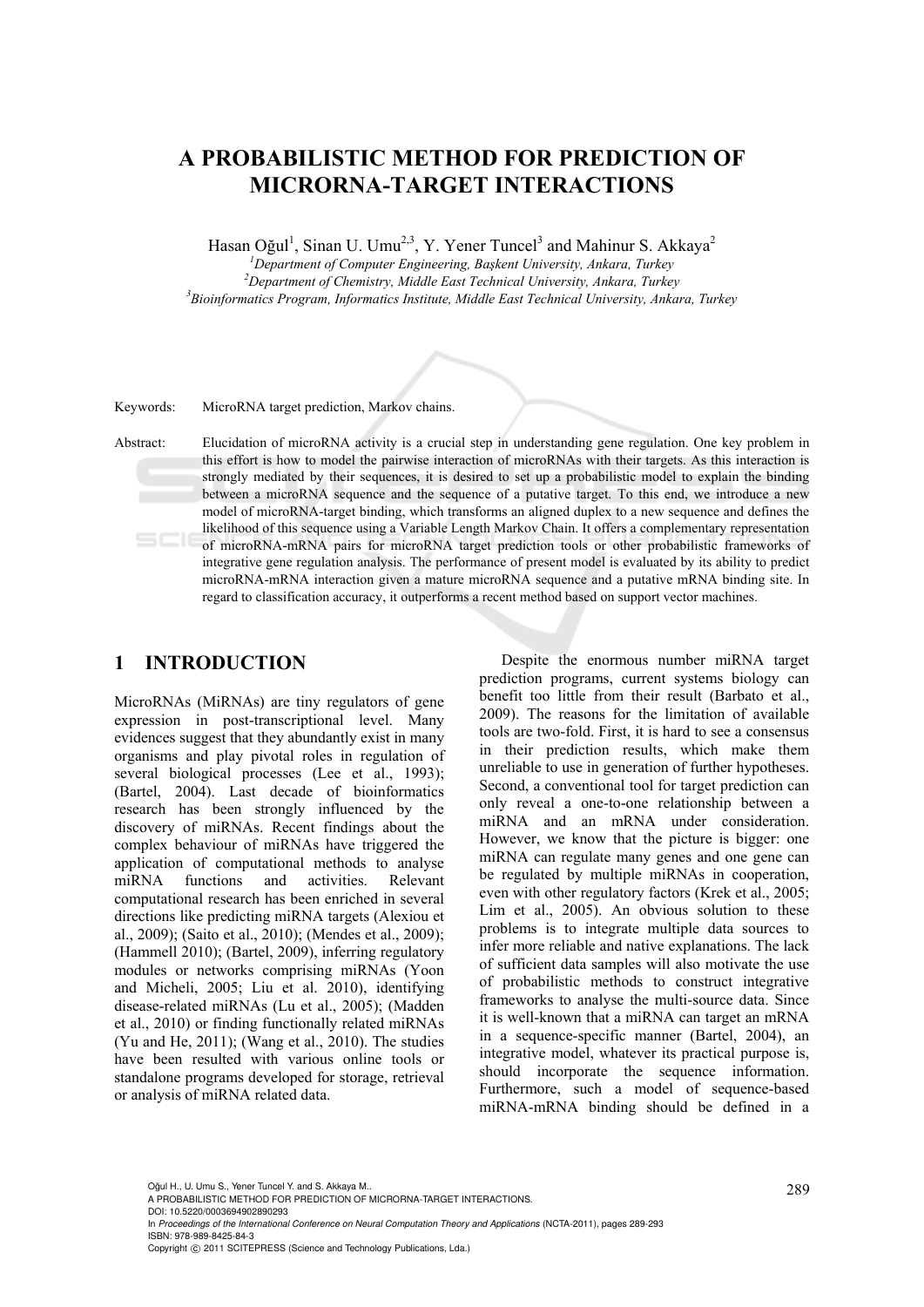# A PROBABILISTIC METHOD FOR PREDICTION OF MICRORNA-TARGET INTERACTIONS

Hasan Oğul[1], Sinan U. Umu[2,3], Y. Yener Tuncel[3] and Mahinur S. Akkaya[2]

[1]*Department of Computer Engineering, Başkent University, Ankara, Turkey*
[2]*Department of Chemistry, Middle East Technical University, Ankara, Turkey*
[3]*Bioinformatics Program, Informatics Institute, Middle East Technical University, Ankara, Turkey*

Keywords: MicroRNA target prediction, Markov chains.

Abstract: Elucidation of microRNA activity is a crucial step in understanding gene regulation. One key problem in this effort is how to model the pairwise interaction of microRNAs with their targets. As this interaction is strongly mediated by their sequences, it is desired to set up a probabilistic model to explain the binding between a microRNA sequence and the sequence of a putative target. To this end, we introduce a new model of microRNA-target binding, which transforms an aligned duplex to a new sequence and defines the likelihood of this sequence using a Variable Length Markov Chain. It offers a complementary representation of microRNA-mRNA pairs for microRNA target prediction tools or other probabilistic frameworks of integrative gene regulation analysis. The performance of present model is evaluated by its ability to predict microRNA-mRNA interaction given a mature microRNA sequence and a putative mRNA binding site. In regard to classification accuracy, it outperforms a recent method based on support vector machines.

## 1 INTRODUCTION

MicroRNAs (MiRNAs) are tiny regulators of gene expression in post-transcriptional level. Many evidences suggest that they abundantly exist in many organisms and play pivotal roles in regulation of several biological processes (Lee et al., 1993); (Bartel, 2004). Last decade of bioinformatics research has been strongly influenced by the discovery of miRNAs. Recent findings about the complex behaviour of miRNAs have triggered the application of computational methods to analyse miRNA functions and activities. Relevant computational research has been enriched in several directions like predicting miRNA targets (Alexiou et al., 2009); (Saito et al., 2010); (Mendes et al., 2009); (Hammell 2010); (Bartel, 2009), inferring regulatory modules or networks comprising miRNAs (Yoon and Micheli, 2005; Liu et al. 2010), identifying disease-related miRNAs (Lu et al., 2005); (Madden et al., 2010) or finding functionally related miRNAs (Yu and He, 2011); (Wang et al., 2010). The studies have been resulted with various online tools or standalone programs developed for storage, retrieval or analysis of miRNA related data.

Despite the enormous number miRNA target prediction programs, current systems biology can benefit too little from their result (Barbato et al., 2009). The reasons for the limitation of available tools are two-fold. First, it is hard to see a consensus in their prediction results, which make them unreliable to use in generation of further hypotheses. Second, a conventional tool for target prediction can only reveal a one-to-one relationship between a miRNA and an mRNA under consideration. However, we know that the picture is bigger: one miRNA can regulate many genes and one gene can be regulated by multiple miRNAs in cooperation, even with other regulatory factors (Krek et al., 2005; Lim et al., 2005). An obvious solution to these problems is to integrate multiple data sources to infer more reliable and native explanations. The lack of sufficient data samples will also motivate the use of probabilistic methods to construct integrative frameworks to analyse the multi-source data. Since it is well-known that a miRNA can target an mRNA in a sequence-specific manner (Bartel, 2004), an integrative model, whatever its practical purpose is, should incorporate the sequence information. Furthermore, such a model of sequence-based miRNA-mRNA binding should be defined in a

Oğul H., U. Umu S., Yener Tuncel Y. and S. Akkaya M..
A PROBABILISTIC METHOD FOR PREDICTION OF MICRORNA-TARGET INTERACTIONS.
DOI: 10.5220/0003694902890293
In *Proceedings of the International Conference on Neural Computation Theory and Applications* (NCTA-2011), pages 289-293
ISBN: 978-989-8425-84-3
Copyright © 2011 SCITEPRESS (Science and Technology Publications, Lda.)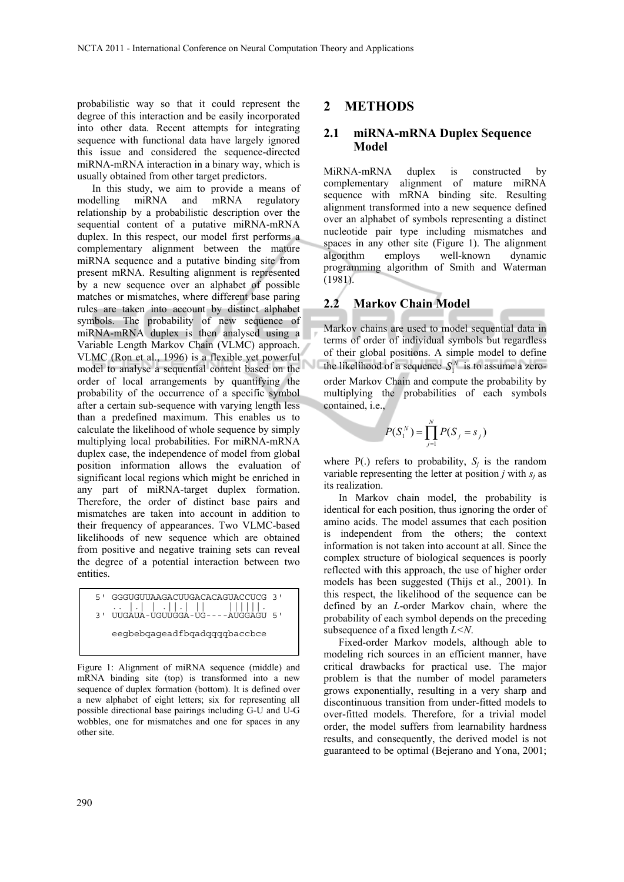probabilistic way so that it could represent the degree of this interaction and be easily incorporated into other data. Recent attempts for integrating sequence with functional data have largely ignored this issue and considered the sequence-directed miRNA-mRNA interaction in a binary way, which is usually obtained from other target predictors.

In this study, we aim to provide a means of modelling miRNA and mRNA regulatory relationship by a probabilistic description over the sequential content of a putative miRNA-mRNA duplex. In this respect, our model first performs a complementary alignment between the mature miRNA sequence and a putative binding site from present mRNA. Resulting alignment is represented by a new sequence over an alphabet of possible matches or mismatches, where different base paring rules are taken into account by distinct alphabet symbols. The probability of new sequence of miRNA-mRNA duplex is then analysed using a Variable Length Markov Chain (VLMC) approach. VLMC (Ron et al., 1996) is a flexible yet powerful model to analyse a sequential content based on the order of local arrangements by quantifying the probability of the occurrence of a specific symbol after a certain sub-sequence with varying length less than a predefined maximum. This enables us to calculate the likelihood of whole sequence by simply multiplying local probabilities. For miRNA-mRNA duplex case, the independence of model from global position information allows the evaluation of significant local regions which might be enriched in any part of miRNA-target duplex formation. Therefore, the order of distinct base pairs and mismatches are taken into account in addition to their frequency of appearances. Two VLMC-based likelihoods of new sequence which are obtained from positive and negative training sets can reveal the degree of a potential interaction between two entities.

```
5' GGGUGUUAAGACUUGACACAGUACCUCG 3'
   .. |.| | .||.| ||    ||||||.
3' UUGAUA-UGUUGGA-UG----AUGGAGU 5'

   eegbebqageadfbqadqqqqbaccbce
```

Figure 1: Alignment of miRNA sequence (middle) and mRNA binding site (top) is transformed into a new sequence of duplex formation (bottom). It is defined over a new alphabet of eight letters; six for representing all possible directional base pairings including G-U and U-G wobbles, one for mismatches and one for spaces in any other site.

## 2 METHODS

### 2.1 miRNA-mRNA Duplex Sequence Model

MiRNA-mRNA duplex is constructed by complementary alignment of mature miRNA sequence with mRNA binding site. Resulting alignment transformed into a new sequence defined over an alphabet of symbols representing a distinct nucleotide pair type including mismatches and spaces in any other site (Figure 1). The alignment algorithm employs well-known dynamic programming algorithm of Smith and Waterman (1981).

### 2.2 Markov Chain Model

Markov chains are used to model sequential data in terms of order of individual symbols but regardless of their global positions. A simple model to define the likelihood of a sequence $S_1^N$ is to assume a zero-order Markov Chain and compute the probability by multiplying the probabilities of each symbols contained, i.e.,

$$P(S_1^N) = \prod_{j=1}^{N} P(S_j = s_j)$$

where P(.) refers to probability, $S_j$ is the random variable representing the letter at position $j$ with $s_j$ as its realization.

In Markov chain model, the probability is identical for each position, thus ignoring the order of amino acids. The model assumes that each position is independent from the others; the context information is not taken into account at all. Since the complex structure of biological sequences is poorly reflected with this approach, the use of higher order models has been suggested (Thijs et al., 2001). In this respect, the likelihood of the sequence can be defined by an $L$-order Markov chain, where the probability of each symbol depends on the preceding subsequence of a fixed length $L<N$.

Fixed-order Markov models, although able to modeling rich sources in an efficient manner, have critical drawbacks for practical use. The major problem is that the number of model parameters grows exponentially, resulting in a very sharp and discontinuous transition from under-fitted models to over-fitted models. Therefore, for a trivial model order, the model suffers from learnability hardness results, and consequently, the derived model is not guaranteed to be optimal (Bejerano and Yona, 2001;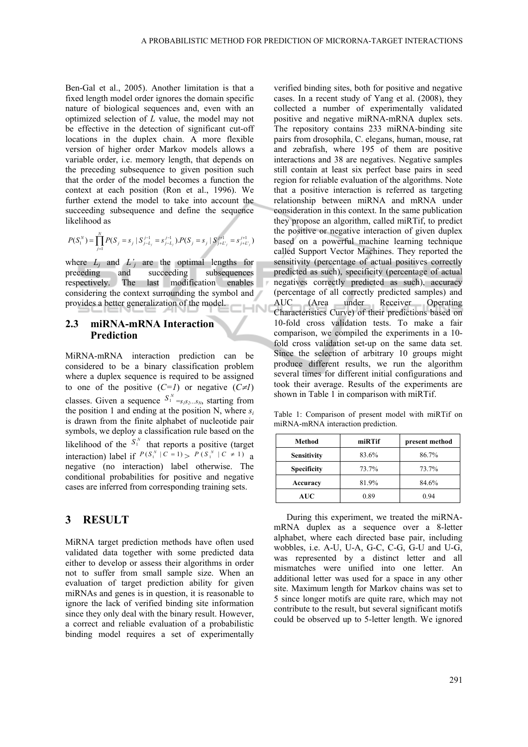Ben-Gal et al., 2005). Another limitation is that a fixed length model order ignores the domain specific nature of biological sequences and, even with an optimized selection of $L$ value, the model may not be effective in the detection of significant cut-off locations in the duplex chain. A more flexible version of higher order Markov models allows a variable order, i.e. memory length, that depends on the preceding subsequence to given position such that the order of the model becomes a function the context at each position (Ron et al., 1996). We further extend the model to take into account the succeeding subsequence and define the sequence likelihood as

$$P(S_1^N) = \prod_{j=1}^{N} P(S_j = s_j \mid S_{j-L_j}^{j-1} = s_{j-L_j}^{j-1}).P(S_j = s_j \mid S_{j+L'_j}^{j+1} = s_{j+L'_j}^{j+1})$$

where $L_j$ and $L'_j$ are the optimal lengths for preceding and succeeding subsequences respectively. The last modification enables considering the context surrounding the symbol and provides a better generalization of the model.

## 2.3 miRNA-mRNA Interaction Prediction

MiRNA-mRNA interaction prediction can be considered to be a binary classification problem where a duplex sequence is required to be assigned to one of the positive ($C=1$) or negative ($C\neq 1$) classes. Given a sequence $S_1^N = s_1 s_2 \ldots s_N$, starting from the position 1 and ending at the position N, where $s_i$ is drawn from the finite alphabet of nucleotide pair symbols, we deploy a classification rule based on the likelihood of the $S_1^N$ that reports a positive (target interaction) label if $P(S_1^N \mid C=1) > P(S_1^N \mid C \neq 1)$ a negative (no interaction) label otherwise. The conditional probabilities for positive and negative cases are inferred from corresponding training sets.

# 3 RESULT

MiRNA target prediction methods have often used validated data together with some predicted data either to develop or assess their algorithms in order not to suffer from small sample size. When an evaluation of target prediction ability for given miRNAs and genes is in question, it is reasonable to ignore the lack of verified binding site information since they only deal with the binary result. However, a correct and reliable evaluation of a probabilistic binding model requires a set of experimentally verified binding sites, both for positive and negative cases. In a recent study of Yang et al. (2008), they collected a number of experimentally validated positive and negative miRNA-mRNA duplex sets. The repository contains 233 miRNA-binding site pairs from drosophila, C. elegans, human, mouse, rat and zebrafish, where 195 of them are positive interactions and 38 are negatives. Negative samples still contain at least six perfect base pairs in seed region for reliable evaluation of the algorithms. Note that a positive interaction is referred as targeting relationship between miRNA and mRNA under consideration in this context. In the same publication they propose an algorithm, called miRTif, to predict the positive or negative interaction of given duplex based on a powerful machine learning technique called Support Vector Machines. They reported the sensitivity (percentage of actual positives correctly predicted as such), specificity (percentage of actual negatives correctly predicted as such), accuracy (percentage of all correctly predicted samples) and AUC (Area under Receiver Operating Characteristics Curve) of their predictions based on 10-fold cross validation tests. To make a fair comparison, we compiled the experiments in a 10-fold cross validation set-up on the same data set. Since the selection of arbitrary 10 groups might produce different results, we run the algorithm several times for different initial configurations and took their average. Results of the experiments are shown in Table 1 in comparison with miRTif.

Table 1: Comparison of present model with miRTif on miRNA-mRNA interaction prediction.

| Method | miRTif | present method |
|---|---|---|
| **Sensitivity** | 83.6% | 86.7% |
| **Specificity** | 73.7% | 73.7% |
| **Accuracy** | 81.9% | 84.6% |
| **AUC** | 0.89 | 0.94 |

During this experiment, we treated the miRNA-mRNA duplex as a sequence over a 8-letter alphabet, where each directed base pair, including wobbles, i.e. A-U, U-A, G-C, C-G, G-U and U-G, was represented by a distinct letter and all mismatches were unified into one letter. An additional letter was used for a space in any other site. Maximum length for Markov chains was set to 5 since longer motifs are quite rare, which may not contribute to the result, but several significant motifs could be observed up to 5-letter length. We ignored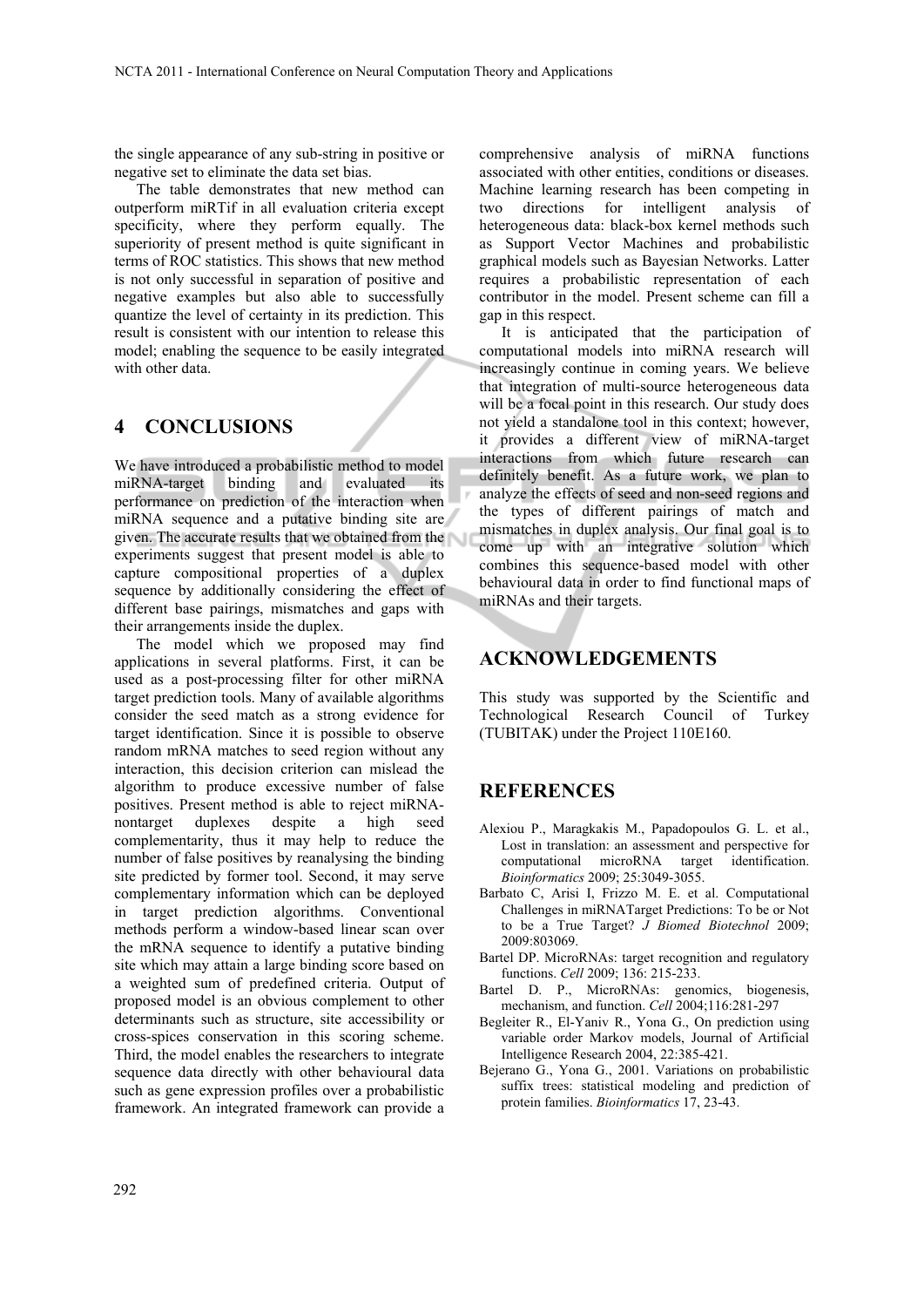the single appearance of any sub-string in positive or negative set to eliminate the data set bias.

The table demonstrates that new method can outperform miRTif in all evaluation criteria except specificity, where they perform equally. The superiority of present method is quite significant in terms of ROC statistics. This shows that new method is not only successful in separation of positive and negative examples but also able to successfully quantize the level of certainty in its prediction. This result is consistent with our intention to release this model; enabling the sequence to be easily integrated with other data.

## 4 CONCLUSIONS

We have introduced a probabilistic method to model miRNA-target binding and evaluated its performance on prediction of the interaction when miRNA sequence and a putative binding site are given. The accurate results that we obtained from the experiments suggest that present model is able to capture compositional properties of a duplex sequence by additionally considering the effect of different base pairings, mismatches and gaps with their arrangements inside the duplex.

The model which we proposed may find applications in several platforms. First, it can be used as a post-processing filter for other miRNA target prediction tools. Many of available algorithms consider the seed match as a strong evidence for target identification. Since it is possible to observe random mRNA matches to seed region without any interaction, this decision criterion can mislead the algorithm to produce excessive number of false positives. Present method is able to reject miRNA-nontarget duplexes despite a high seed complementarity, thus it may help to reduce the number of false positives by reanalysing the binding site predicted by former tool. Second, it may serve complementary information which can be deployed in target prediction algorithms. Conventional methods perform a window-based linear scan over the mRNA sequence to identify a putative binding site which may attain a large binding score based on a weighted sum of predefined criteria. Output of proposed model is an obvious complement to other determinants such as structure, site accessibility or cross-spices conservation in this scoring scheme. Third, the model enables the researchers to integrate sequence data directly with other behavioural data such as gene expression profiles over a probabilistic framework. An integrated framework can provide a comprehensive analysis of miRNA functions associated with other entities, conditions or diseases. Machine learning research has been competing in two directions for intelligent analysis of heterogeneous data: black-box kernel methods such as Support Vector Machines and probabilistic graphical models such as Bayesian Networks. Latter requires a probabilistic representation of each contributor in the model. Present scheme can fill a gap in this respect.

It is anticipated that the participation of computational models into miRNA research will increasingly continue in coming years. We believe that integration of multi-source heterogeneous data will be a focal point in this research. Our study does not yield a standalone tool in this context; however, it provides a different view of miRNA-target interactions from which future research can definitely benefit. As a future work, we plan to analyze the effects of seed and non-seed regions and the types of different pairings of match and mismatches in duplex analysis. Our final goal is to come up with an integrative solution which combines this sequence-based model with other behavioural data in order to find functional maps of miRNAs and their targets.

## ACKNOWLEDGEMENTS

This study was supported by the Scientific and Technological Research Council of Turkey (TUBITAK) under the Project 110E160.

## REFERENCES

Alexiou P., Maragkakis M., Papadopoulos G. L. et al., Lost in translation: an assessment and perspective for computational microRNA target identification. *Bioinformatics* 2009; 25:3049-3055.

Barbato C, Arisi I, Frizzo M. E. et al. Computational Challenges in miRNATarget Predictions: To be or Not to be a True Target? *J Biomed Biotechnol* 2009; 2009:803069.

Bartel DP. MicroRNAs: target recognition and regulatory functions. *Cell* 2009; 136: 215-233.

Bartel D. P., MicroRNAs: genomics, biogenesis, mechanism, and function. *Cell* 2004;116:281-297

Begleiter R., El-Yaniv R., Yona G., On prediction using variable order Markov models, Journal of Artificial Intelligence Research 2004, 22:385-421.

Bejerano G., Yona G., 2001. Variations on probabilistic suffix trees: statistical modeling and prediction of protein families. *Bioinformatics* 17, 23-43.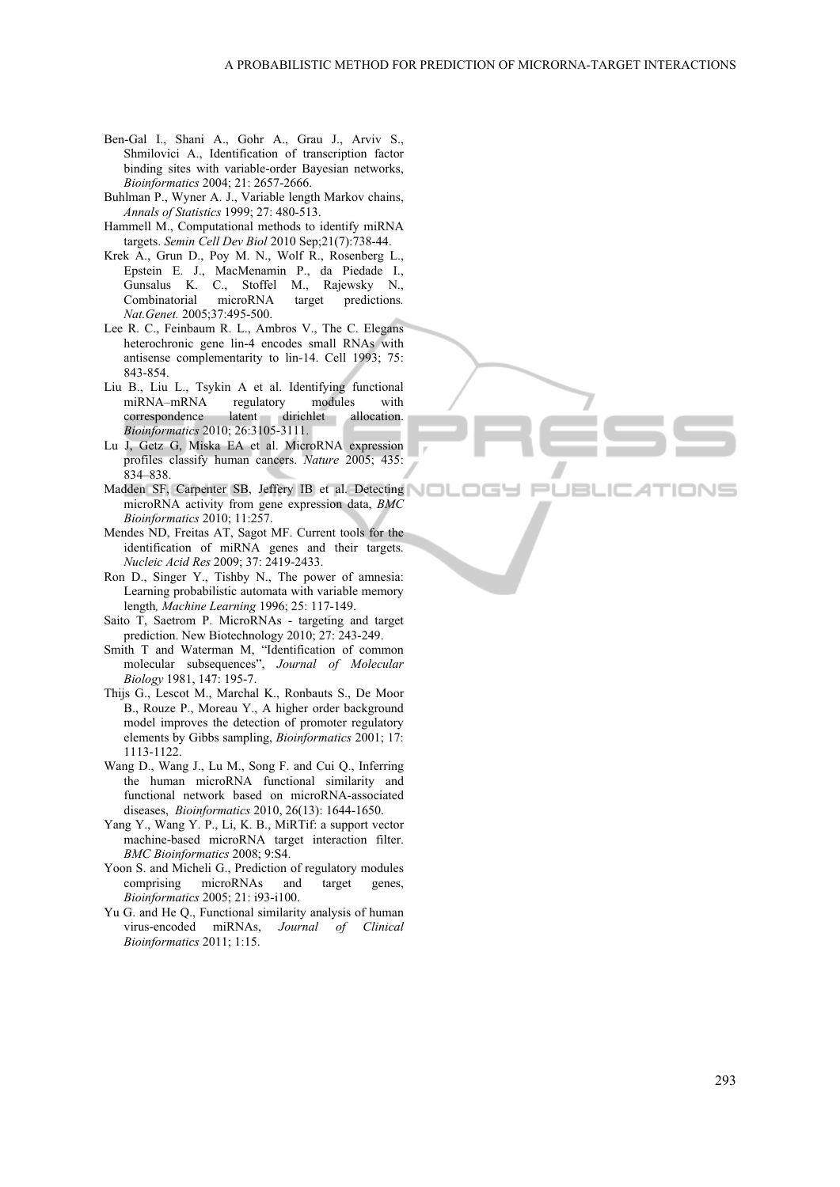Ben-Gal I., Shani A., Gohr A., Grau J., Arviv S., Shmilovici A., Identification of transcription factor binding sites with variable-order Bayesian networks, *Bioinformatics* 2004; 21: 2657-2666.

Buhlman P., Wyner A. J., Variable length Markov chains, *Annals of Statistics* 1999; 27: 480-513.

Hammell M., Computational methods to identify miRNA targets. *Semin Cell Dev Biol* 2010 Sep;21(7):738-44.

Krek A., Grun D., Poy M. N., Wolf R., Rosenberg L., Epstein E. J., MacMenamin P., da Piedade I., Gunsalus K. C., Stoffel M., Rajewsky N., Combinatorial microRNA target predictions*. Nat.Genet.* 2005;37:495-500.

Lee R. C., Feinbaum R. L., Ambros V., The C. Elegans heterochronic gene lin-4 encodes small RNAs with antisense complementarity to lin-14. Cell 1993; 75: 843-854.

Liu B., Liu L., Tsykin A et al. Identifying functional miRNA–mRNA regulatory modules with correspondence latent dirichlet allocation. *Bioinformatics* 2010; 26:3105-3111.

Lu J, Getz G, Miska EA et al. MicroRNA expression profiles classify human cancers. *Nature* 2005; 435: 834–838.

Madden SF, Carpenter SB, Jeffery IB et al. Detecting microRNA activity from gene expression data, *BMC Bioinformatics* 2010; 11:257.

Mendes ND, Freitas AT, Sagot MF. Current tools for the identification of miRNA genes and their targets. *Nucleic Acid Res* 2009; 37: 2419-2433.

Ron D., Singer Y., Tishby N., The power of amnesia: Learning probabilistic automata with variable memory length*, Machine Learning* 1996; 25: 117-149.

Saito T, Saetrom P. MicroRNAs - targeting and target prediction. New Biotechnology 2010; 27: 243-249.

Smith T and Waterman M, "Identification of common molecular subsequences", *Journal of Molecular Biology* 1981, 147: 195-7.

Thijs G., Lescot M., Marchal K., Ronbauts S., De Moor B., Rouze P., Moreau Y., A higher order background model improves the detection of promoter regulatory elements by Gibbs sampling, *Bioinformatics* 2001; 17: 1113-1122.

Wang D., Wang J., Lu M., Song F. and Cui Q., Inferring the human microRNA functional similarity and functional network based on microRNA-associated diseases, *Bioinformatics* 2010, 26(13): 1644-1650.

Yang Y., Wang Y. P., Li, K. B., MiRTif: a support vector machine-based microRNA target interaction filter. *BMC Bioinformatics* 2008; 9:S4.

Yoon S. and Micheli G., Prediction of regulatory modules comprising microRNAs and target genes, *Bioinformatics* 2005; 21: i93-i100.

Yu G. and He Q., Functional similarity analysis of human virus-encoded miRNAs, *Journal of Clinical Bioinformatics* 2011; 1:15.